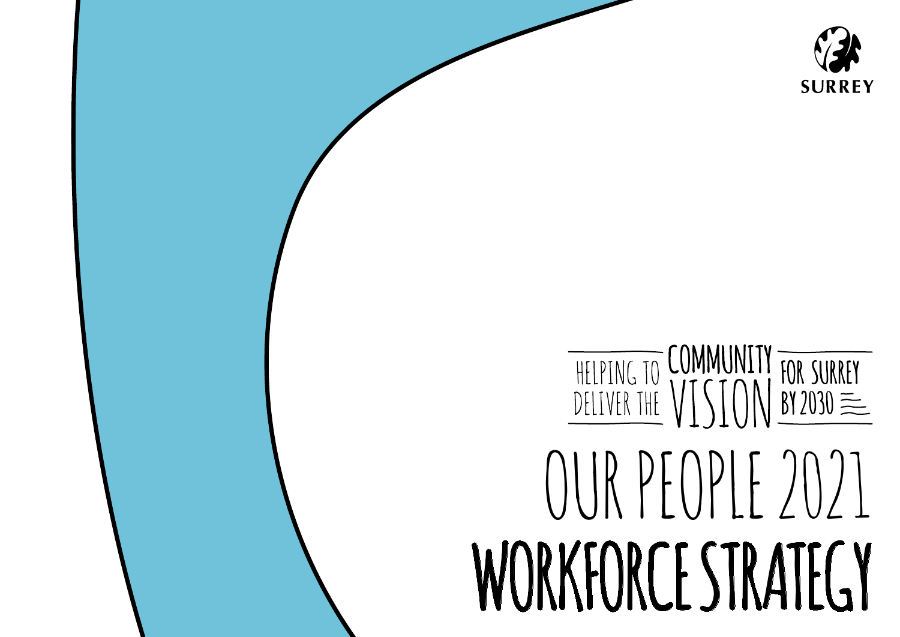SURREY

HELPING TO DELIVER THE COMMUNITY VISION FOR SURREY BY 2030

# OUR PEOPLE 2021

# WORKFORCE STRATEGY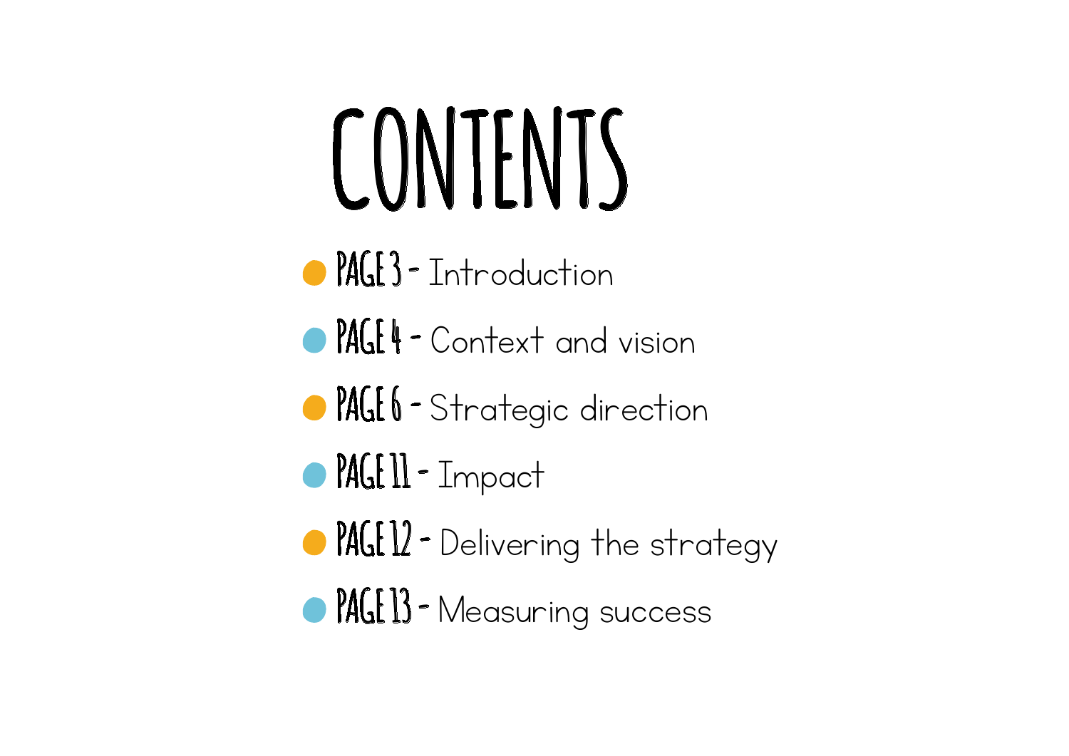# CONTENTS

- **PAGE 3** - Introduction
- **PAGE 4** - Context and vision
- **PAGE 6** - Strategic direction
- **PAGE 11** - Impact
- **PAGE 12** - Delivering the strategy
- **PAGE 13** - Measuring success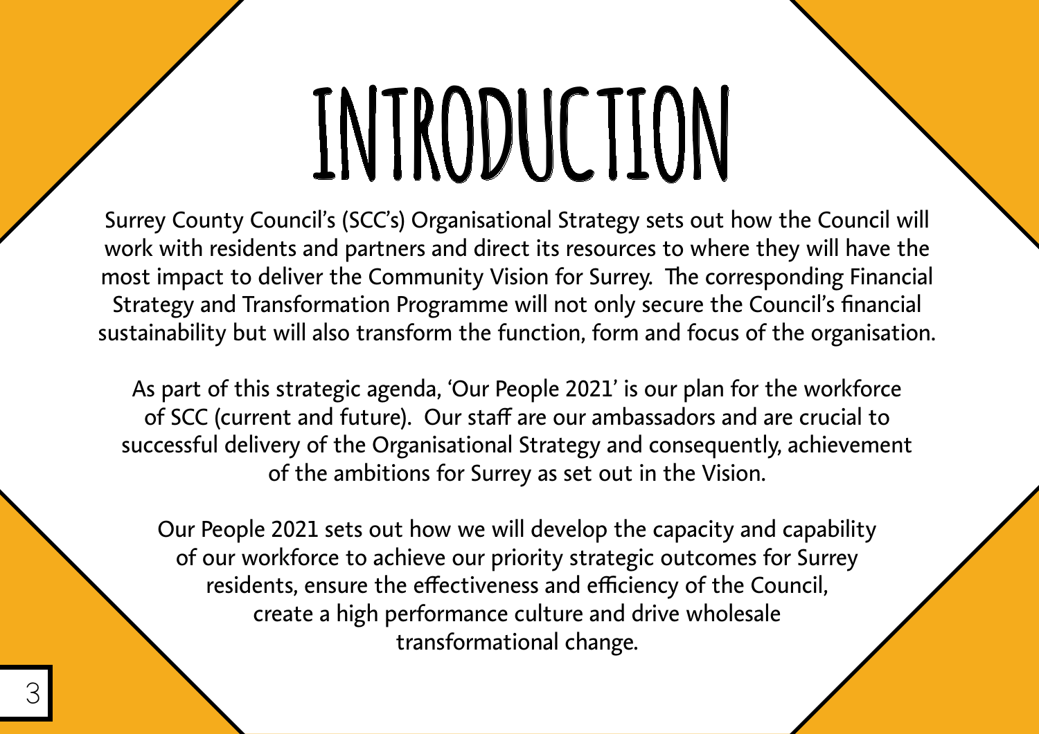# INTRODUCTION

Surrey County Council's (SCC's) Organisational Strategy sets out how the Council will work with residents and partners and direct its resources to where they will have the most impact to deliver the Community Vision for Surrey. The corresponding Financial Strategy and Transformation Programme will not only secure the Council's financial sustainability but will also transform the function, form and focus of the organisation.

As part of this strategic agenda, 'Our People 2021' is our plan for the workforce of SCC (current and future). Our staff are our ambassadors and are crucial to successful delivery of the Organisational Strategy and consequently, achievement of the ambitions for Surrey as set out in the Vision.

Our People 2021 sets out how we will develop the capacity and capability of our workforce to achieve our priority strategic outcomes for Surrey residents, ensure the effectiveness and efficiency of the Council, create a high performance culture and drive wholesale transformational change.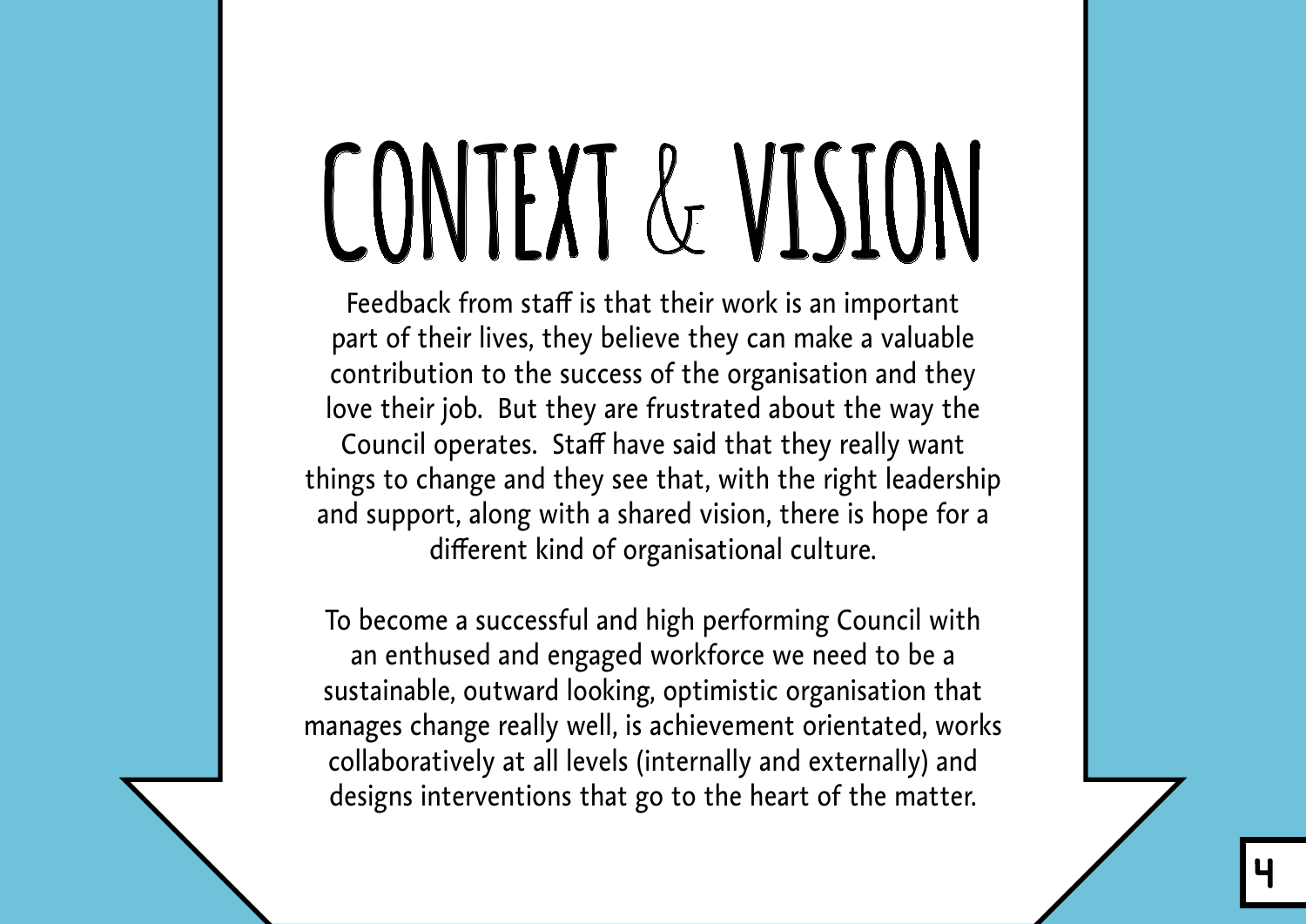# CONTEXT & VISION

Feedback from staff is that their work is an important part of their lives, they believe they can make a valuable contribution to the success of the organisation and they love their job. But they are frustrated about the way the Council operates. Staff have said that they really want things to change and they see that, with the right leadership and support, along with a shared vision, there is hope for a different kind of organisational culture.

To become a successful and high performing Council with an enthused and engaged workforce we need to be a sustainable, outward looking, optimistic organisation that manages change really well, is achievement orientated, works collaboratively at all levels (internally and externally) and designs interventions that go to the heart of the matter.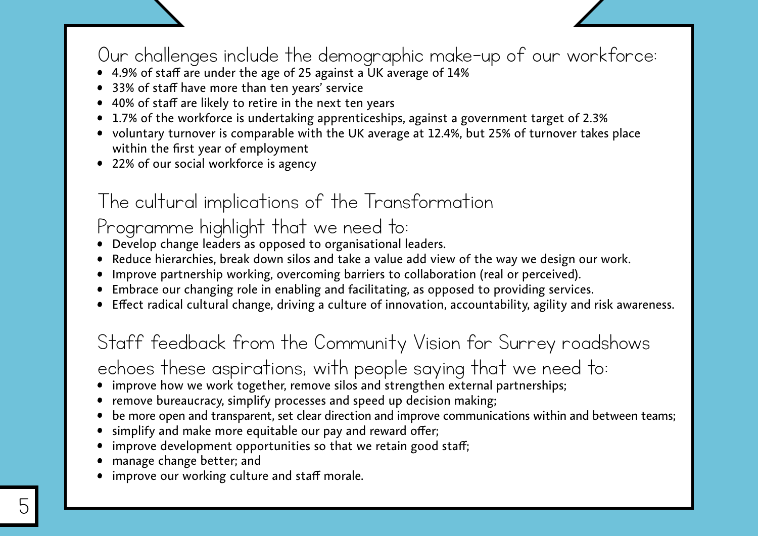## Our challenges include the demographic make-up of our workforce:

- 4.9% of staff are under the age of 25 against a UK average of 14%
- 33% of staff have more than ten years' service
- 40% of staff are likely to retire in the next ten years
- 1.7% of the workforce is undertaking apprenticeships, against a government target of 2.3%
- voluntary turnover is comparable with the UK average at 12.4%, but 25% of turnover takes place within the first year of employment
- 22% of our social workforce is agency

## The cultural implications of the Transformation Programme highlight that we need to:

- Develop change leaders as opposed to organisational leaders.
- Reduce hierarchies, break down silos and take a value add view of the way we design our work.
- Improve partnership working, overcoming barriers to collaboration (real or perceived).
- Embrace our changing role in enabling and facilitating, as opposed to providing services.
- Effect radical cultural change, driving a culture of innovation, accountability, agility and risk awareness.

## Staff feedback from the Community Vision for Surrey roadshows echoes these aspirations, with people saying that we need to:

- improve how we work together, remove silos and strengthen external partnerships;
- remove bureaucracy, simplify processes and speed up decision making;
- be more open and transparent, set clear direction and improve communications within and between teams;
- simplify and make more equitable our pay and reward offer;
- improve development opportunities so that we retain good staff;
- manage change better; and
- improve our working culture and staff morale.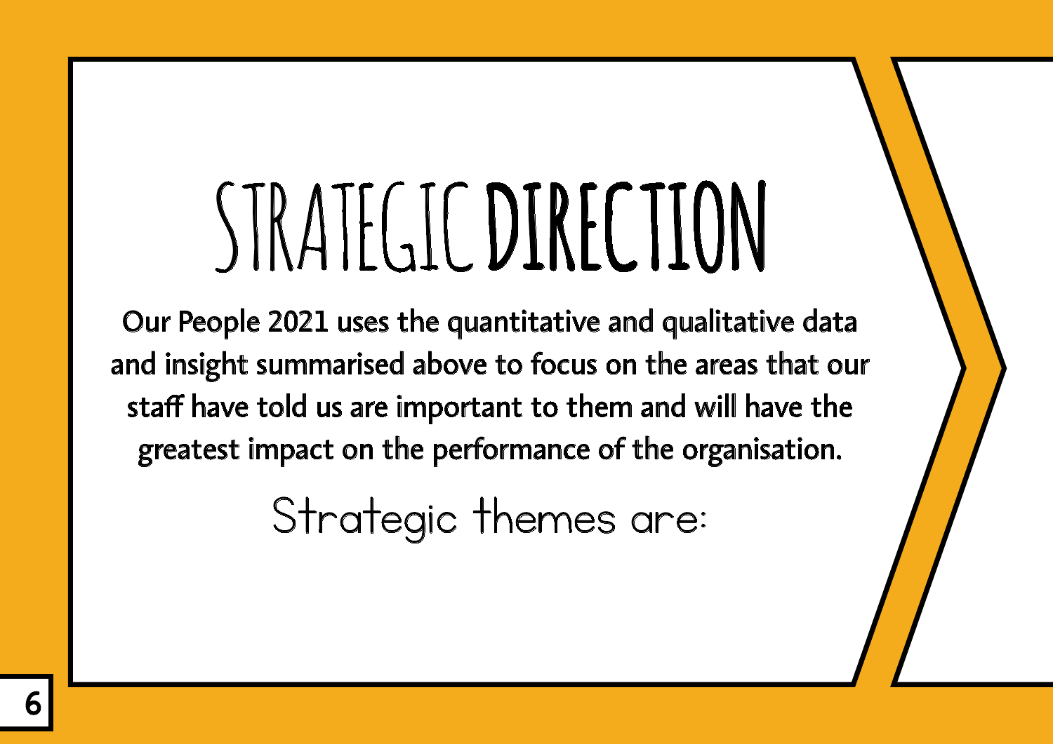# STRATEGIC DIRECTION

Our People 2021 uses the quantitative and qualitative data and insight summarised above to focus on the areas that our staff have told us are important to them and will have the greatest impact on the performance of the organisation.

Strategic themes are: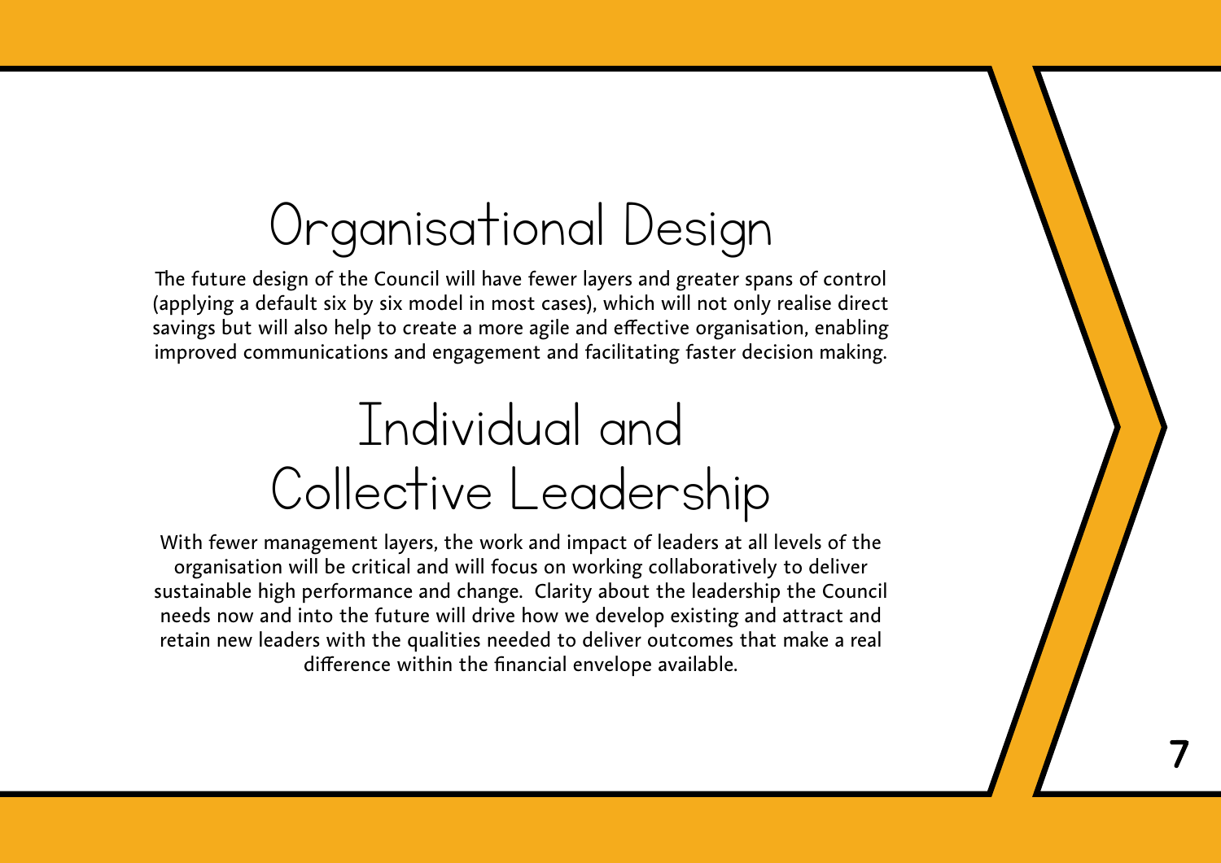# Organisational Design

The future design of the Council will have fewer layers and greater spans of control (applying a default six by six model in most cases), which will not only realise direct savings but will also help to create a more agile and effective organisation, enabling improved communications and engagement and facilitating faster decision making.

# Individual and Collective Leadership

With fewer management layers, the work and impact of leaders at all levels of the organisation will be critical and will focus on working collaboratively to deliver sustainable high performance and change. Clarity about the leadership the Council needs now and into the future will drive how we develop existing and attract and retain new leaders with the qualities needed to deliver outcomes that make a real difference within the financial envelope available.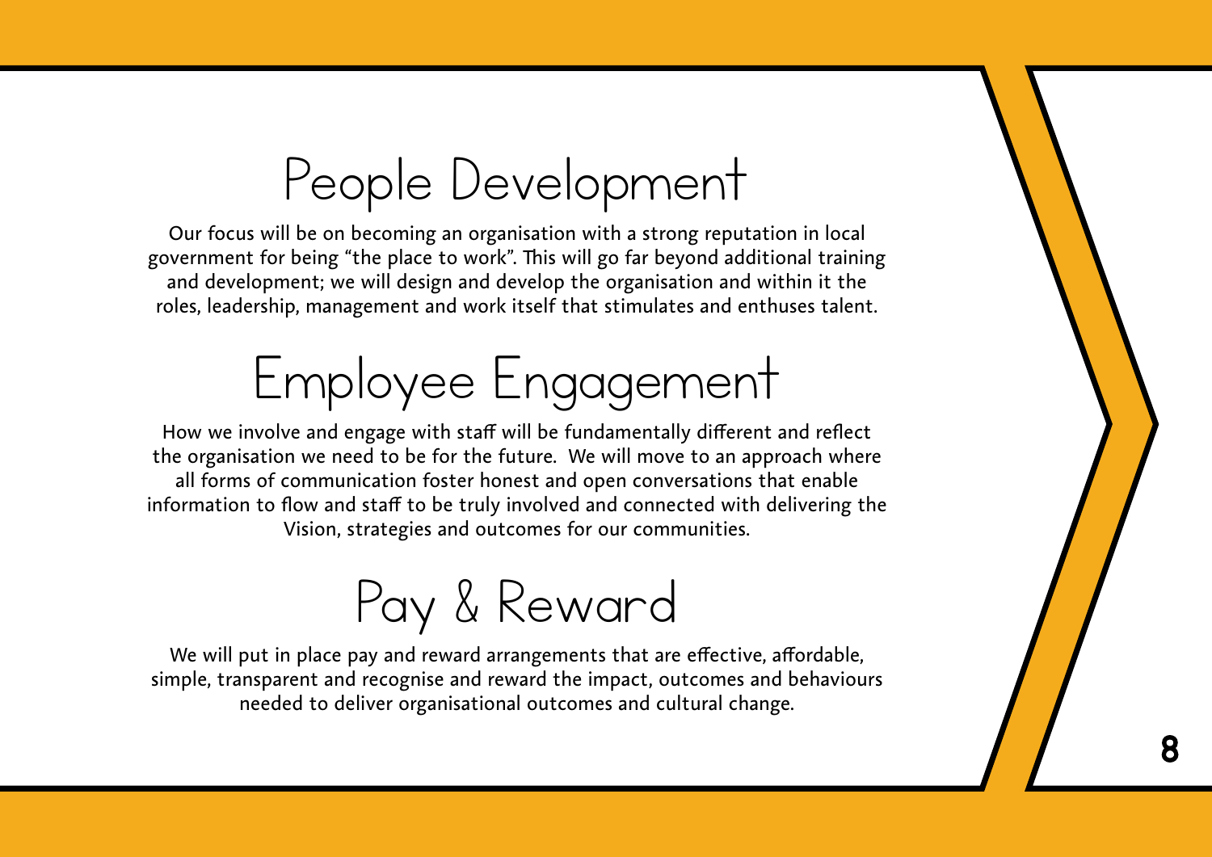# People Development

Our focus will be on becoming an organisation with a strong reputation in local government for being "the place to work". This will go far beyond additional training and development; we will design and develop the organisation and within it the roles, leadership, management and work itself that stimulates and enthuses talent.

# Employee Engagement

How we involve and engage with staff will be fundamentally different and reflect the organisation we need to be for the future.  We will move to an approach where all forms of communication foster honest and open conversations that enable information to flow and staff to be truly involved and connected with delivering the Vision, strategies and outcomes for our communities.

# Pay & Reward

We will put in place pay and reward arrangements that are effective, affordable, simple, transparent and recognise and reward the impact, outcomes and behaviours needed to deliver organisational outcomes and cultural change.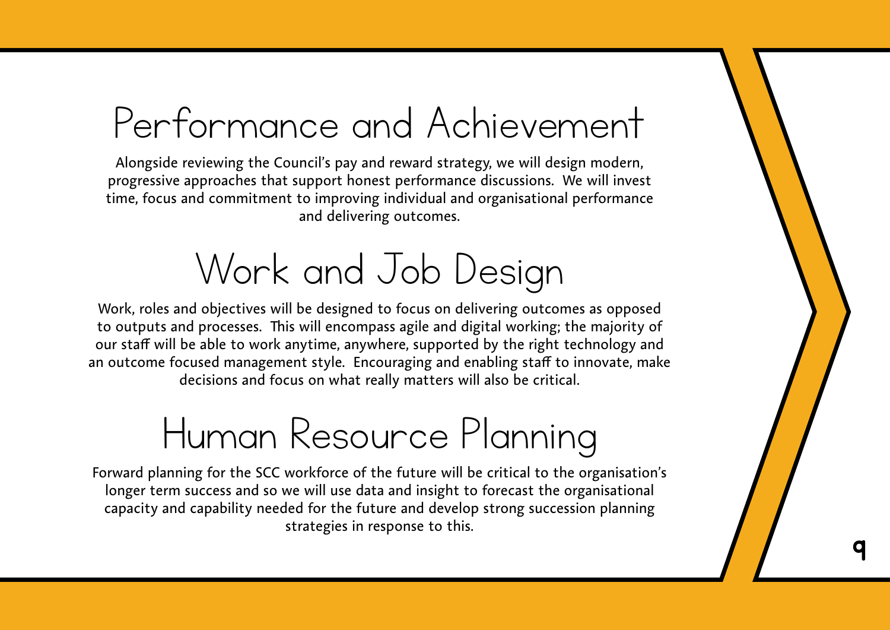## Performance and Achievement

Alongside reviewing the Council's pay and reward strategy, we will design modern, progressive approaches that support honest performance discussions. We will invest time, focus and commitment to improving individual and organisational performance and delivering outcomes.

## Work and Job Design

Work, roles and objectives will be designed to focus on delivering outcomes as opposed to outputs and processes. This will encompass agile and digital working; the majority of our staff will be able to work anytime, anywhere, supported by the right technology and an outcome focused management style. Encouraging and enabling staff to innovate, make decisions and focus on what really matters will also be critical.

## Human Resource Planning

Forward planning for the SCC workforce of the future will be critical to the organisation's longer term success and so we will use data and insight to forecast the organisational capacity and capability needed for the future and develop strong succession planning strategies in response to this.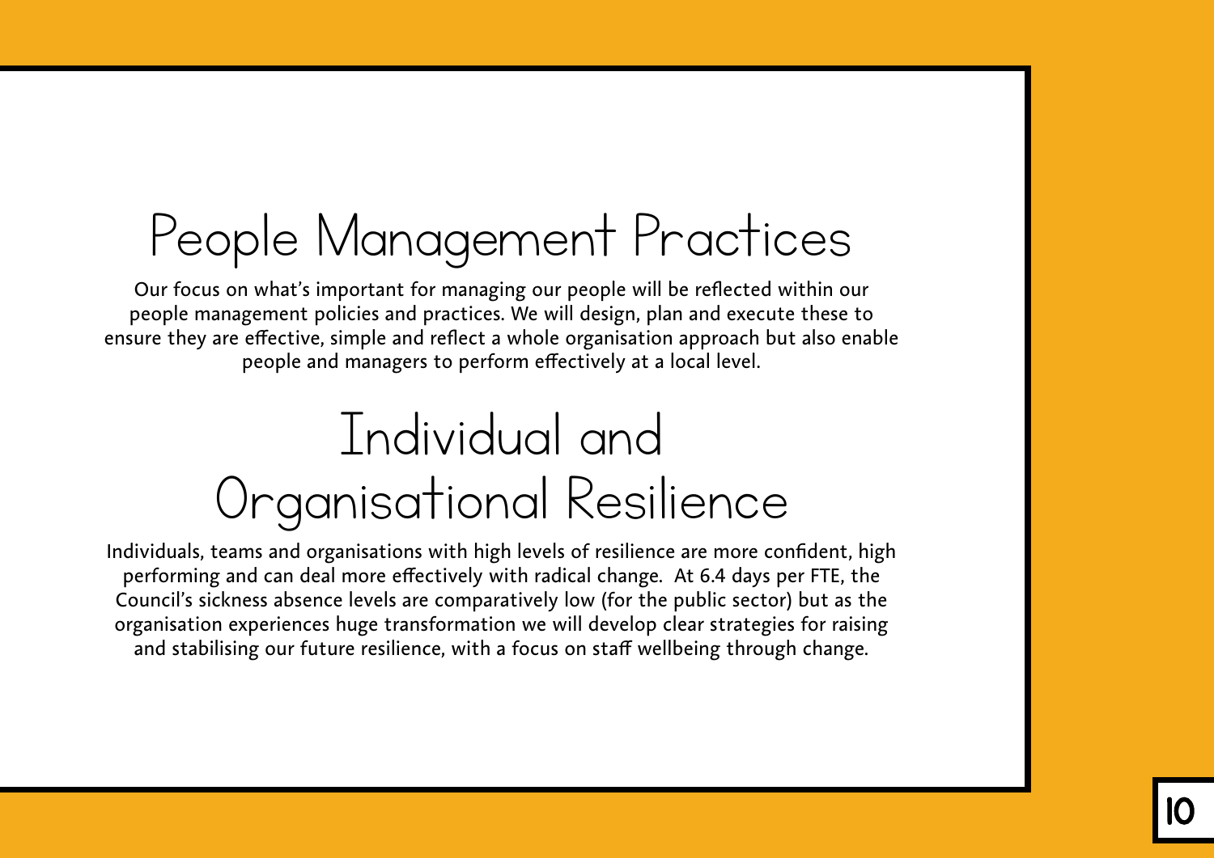# People Management Practices

Our focus on what's important for managing our people will be reflected within our people management policies and practices. We will design, plan and execute these to ensure they are effective, simple and reflect a whole organisation approach but also enable people and managers to perform effectively at a local level.

# Individual and Organisational Resilience

Individuals, teams and organisations with high levels of resilience are more confident, high performing and can deal more effectively with radical change. At 6.4 days per FTE, the Council's sickness absence levels are comparatively low (for the public sector) but as the organisation experiences huge transformation we will develop clear strategies for raising and stabilising our future resilience, with a focus on staff wellbeing through change.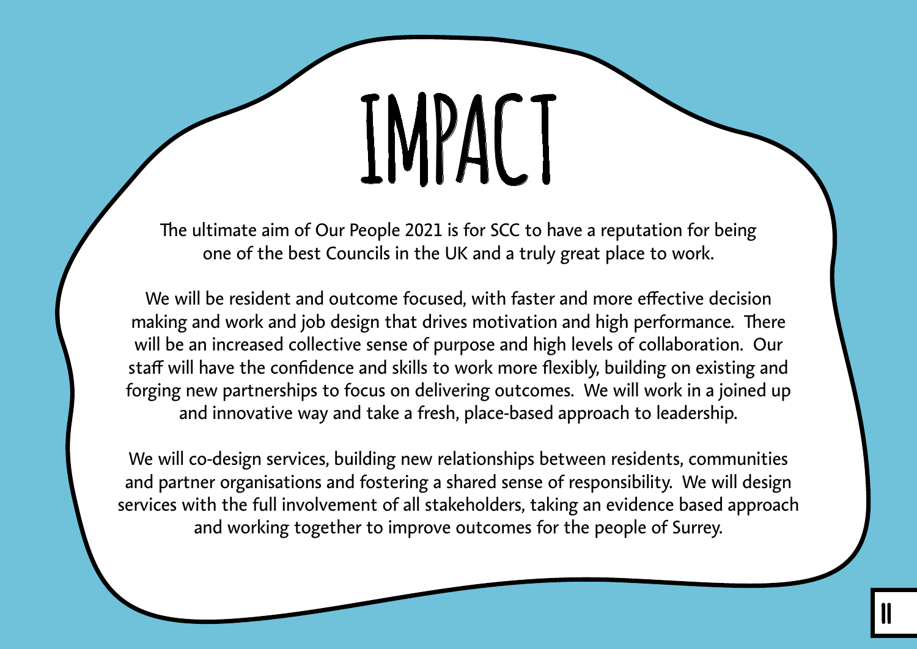# IMPACT

The ultimate aim of Our People 2021 is for SCC to have a reputation for being one of the best Councils in the UK and a truly great place to work.

We will be resident and outcome focused, with faster and more effective decision making and work and job design that drives motivation and high performance. There will be an increased collective sense of purpose and high levels of collaboration. Our staff will have the confidence and skills to work more flexibly, building on existing and forging new partnerships to focus on delivering outcomes. We will work in a joined up and innovative way and take a fresh, place-based approach to leadership.

We will co-design services, building new relationships between residents, communities and partner organisations and fostering a shared sense of responsibility. We will design services with the full involvement of all stakeholders, taking an evidence based approach and working together to improve outcomes for the people of Surrey.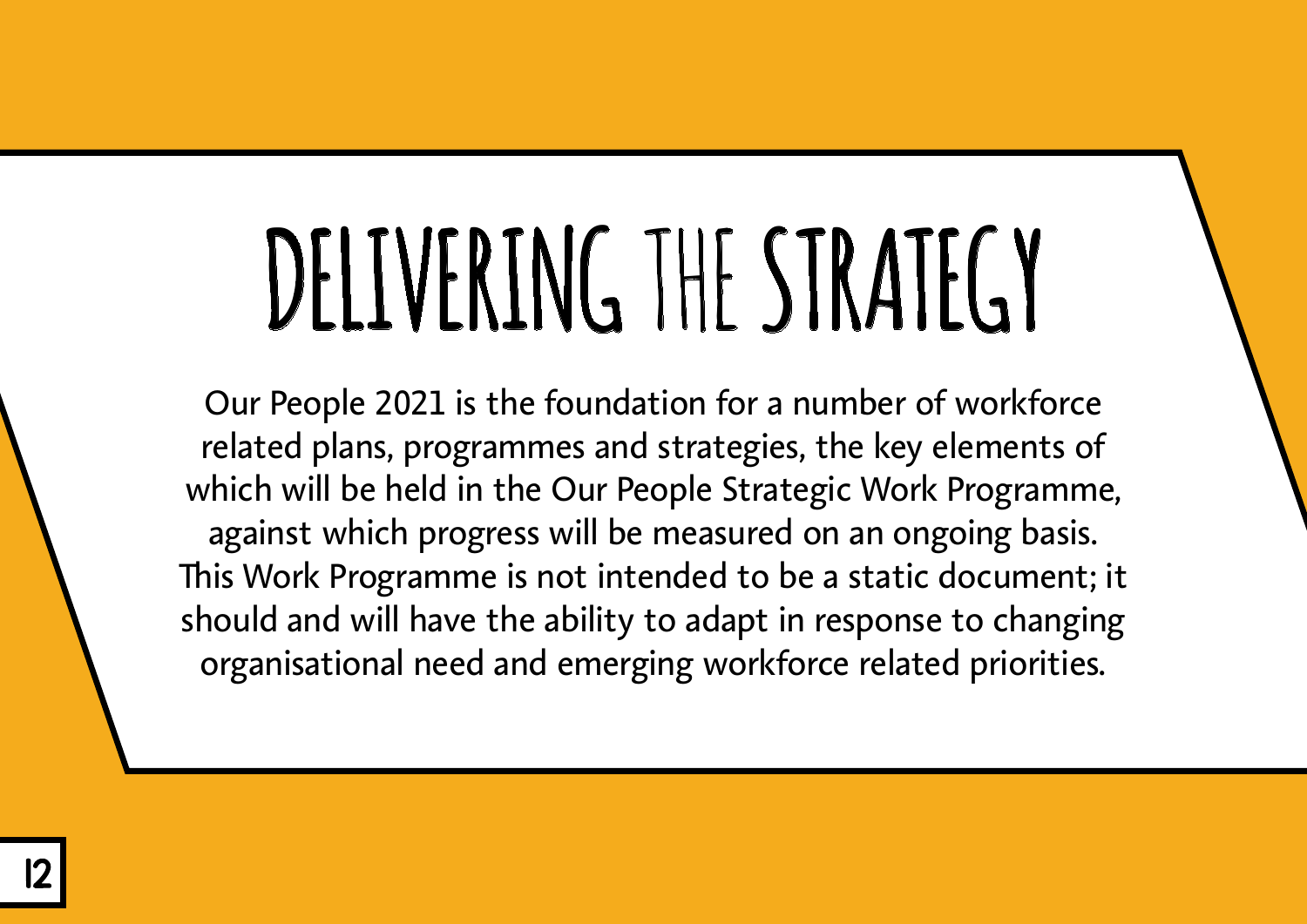# DELIVERING THE STRATEGY

Our People 2021 is the foundation for a number of workforce related plans, programmes and strategies, the key elements of which will be held in the Our People Strategic Work Programme, against which progress will be measured on an ongoing basis. This Work Programme is not intended to be a static document; it should and will have the ability to adapt in response to changing organisational need and emerging workforce related priorities.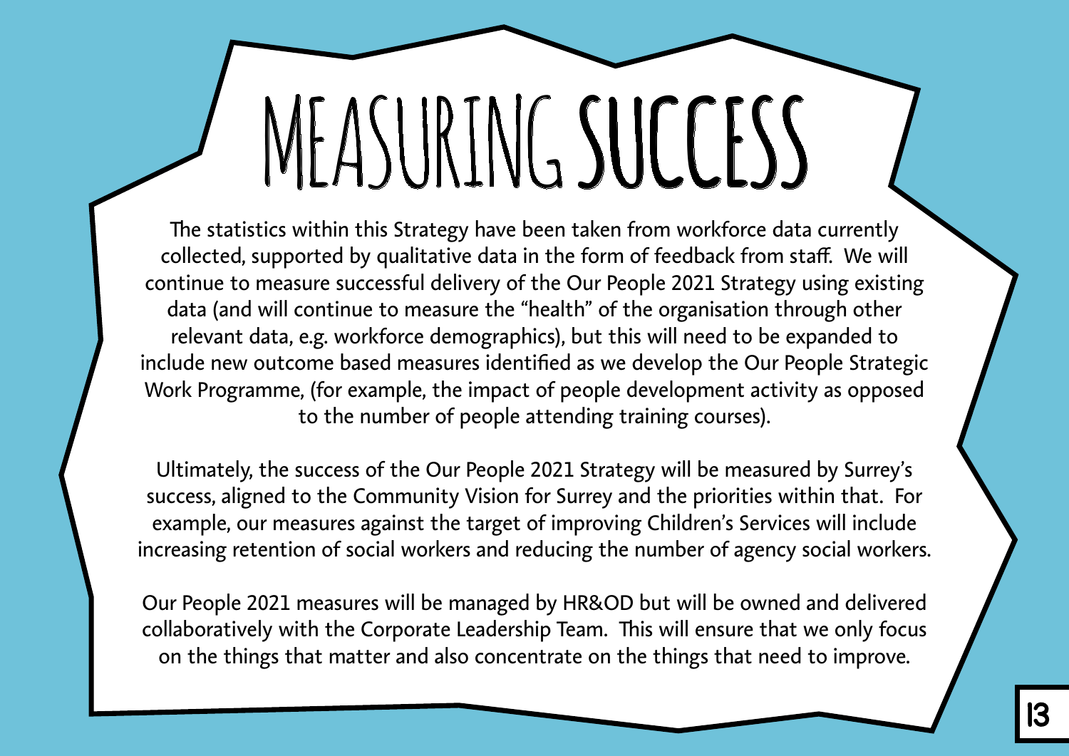# MEASURING SUCCESS

The statistics within this Strategy have been taken from workforce data currently collected, supported by qualitative data in the form of feedback from staff. We will continue to measure successful delivery of the Our People 2021 Strategy using existing data (and will continue to measure the "health" of the organisation through other relevant data, e.g. workforce demographics), but this will need to be expanded to include new outcome based measures identified as we develop the Our People Strategic Work Programme, (for example, the impact of people development activity as opposed to the number of people attending training courses).

Ultimately, the success of the Our People 2021 Strategy will be measured by Surrey's success, aligned to the Community Vision for Surrey and the priorities within that. For example, our measures against the target of improving Children's Services will include increasing retention of social workers and reducing the number of agency social workers.

Our People 2021 measures will be managed by HR&OD but will be owned and delivered collaboratively with the Corporate Leadership Team. This will ensure that we only focus on the things that matter and also concentrate on the things that need to improve.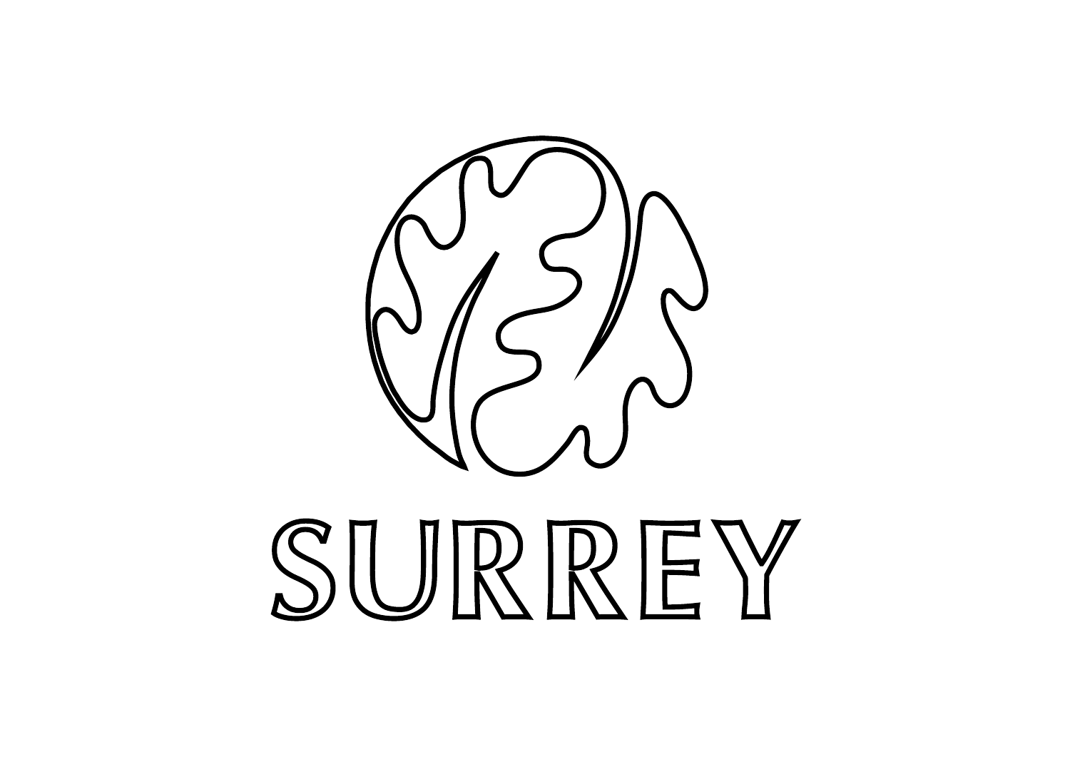SURREY